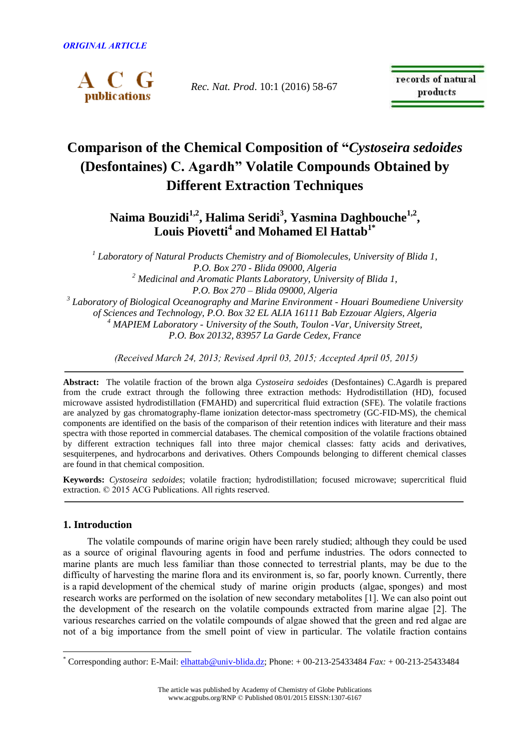ORIGINAL ARTICLE

# Comparison of the Chemical Composition of "*Cystoseira sedoides* (Desfontaines) C. Agardh" Volatile Compounds Obtained by Different Extraction Techniques

**Naima Bouzidi[1,2], Halima Seridi[3], Yasmina Daghbouche[1,2], Louis Piovetti[4] and Mohamed El Hattab[1*]**

*[1] Laboratory of Natural Products Chemistry and of Biomolecules, University of Blida 1, P.O. Box 270 - Blida 09000, Algeria*
*[2] Medicinal and Aromatic Plants Laboratory, University of Blida 1, P.O. Box 270 – Blida 09000, Algeria*
*[3] Laboratory of Biological Oceanography and Marine Environment - Houari Boumediene University of Sciences and Technology, P.O. Box 32 EL ALIA 16111 Bab Ezzouar Algiers, Algeria*
*[4] MAPIEM Laboratory - University of the South, Toulon -Var, University Street, P.O. Box 20132, 83957 La Garde Cedex, France*

*(Received March 24, 2013; Revised April 03, 2015; Accepted April 05, 2015)*

**Abstract:** The volatile fraction of the brown alga *Cystoseira sedoides* (Desfontaines) C.Agardh is prepared from the crude extract through the following three extraction methods: Hydrodistillation (HD), focused microwave assisted hydrodistillation (FMAHD) and supercritical fluid extraction (SFE). The volatile fractions are analyzed by gas chromatography-flame ionization detector-mass spectrometry (GC-FID-MS), the chemical components are identified on the basis of the comparison of their retention indices with literature and their mass spectra with those reported in commercial databases. The chemical composition of the volatile fractions obtained by different extraction techniques fall into three major chemical classes: fatty acids and derivatives, sesquiterpenes, and hydrocarbons and derivatives. Others Compounds belonging to different chemical classes are found in that chemical composition.

**Keywords:** *Cystoseira sedoides*; volatile fraction; hydrodistillation; focused microwave; supercritical fluid extraction. © 2015 ACG Publications. All rights reserved.

## 1. Introduction

The volatile compounds of marine origin have been rarely studied; although they could be used as a source of original flavouring agents in food and perfume industries. The odors connected to marine plants are much less familiar than those connected to terrestrial plants, may be due to the difficulty of harvesting the marine flora and its environment is, so far, poorly known. Currently, there is a rapid development of the chemical study of marine origin products (algae, sponges) and most research works are performed on the isolation of new secondary metabolites [1]. We can also point out the development of the research on the volatile compounds extracted from marine algae [2]. The various researches carried on the volatile compounds of algae showed that the green and red algae are not of a big importance from the smell point of view in particular. The volatile fraction contains

* Corresponding author: E-Mail: elhattab@univ-blida.dz; Phone: + 00-213-25433484 *Fax:* + 00-213-25433484

The article was published by Academy of Chemistry of Globe Publications
www.acgpubs.org/RNP © Published 08/01/2015 EISSN:1307-6167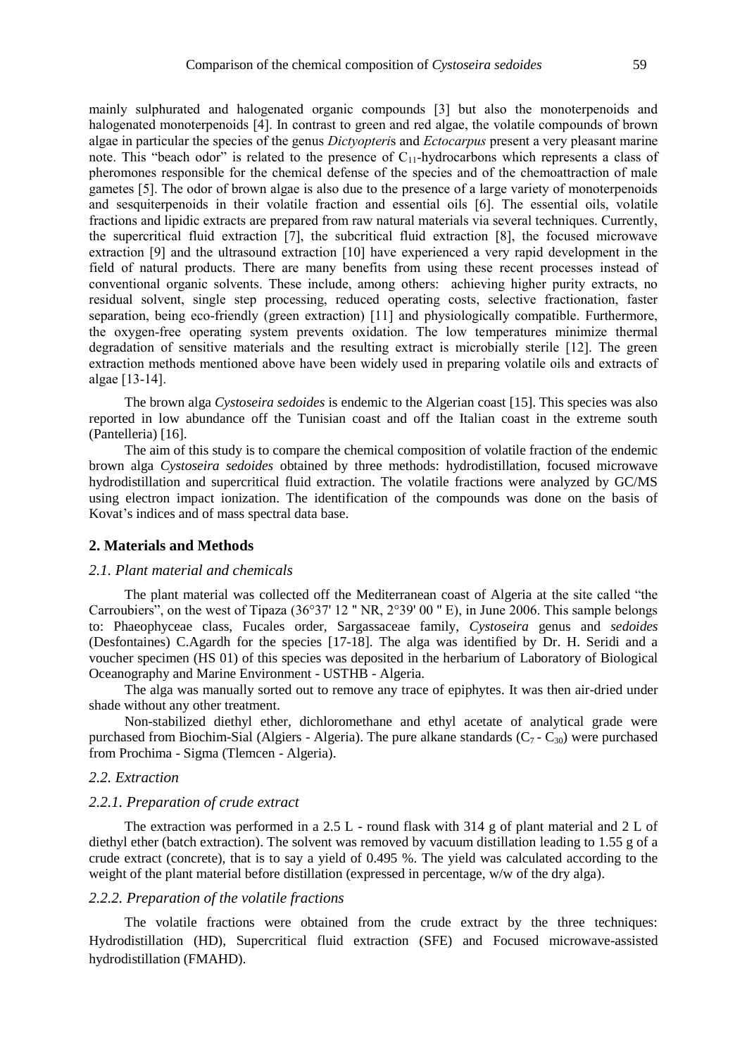mainly sulphurated and halogenated organic compounds [3] but also the monoterpenoids and halogenated monoterpenoids [4]. In contrast to green and red algae, the volatile compounds of brown algae in particular the species of the genus *Dictyopteris* and *Ectocarpus* present a very pleasant marine note. This "beach odor" is related to the presence of $C_{11}$-hydrocarbons which represents a class of pheromones responsible for the chemical defense of the species and of the chemoattraction of male gametes [5]. The odor of brown algae is also due to the presence of a large variety of monoterpenoids and sesquiterpenoids in their volatile fraction and essential oils [6]. The essential oils, volatile fractions and lipidic extracts are prepared from raw natural materials via several techniques. Currently, the supercritical fluid extraction [7], the subcritical fluid extraction [8], the focused microwave extraction [9] and the ultrasound extraction [10] have experienced a very rapid development in the field of natural products. There are many benefits from using these recent processes instead of conventional organic solvents. These include, among others: achieving higher purity extracts, no residual solvent, single step processing, reduced operating costs, selective fractionation, faster separation, being eco-friendly (green extraction) [11] and physiologically compatible. Furthermore, the oxygen-free operating system prevents oxidation. The low temperatures minimize thermal degradation of sensitive materials and the resulting extract is microbially sterile [12]. The green extraction methods mentioned above have been widely used in preparing volatile oils and extracts of algae [13-14].

The brown alga *Cystoseira sedoides* is endemic to the Algerian coast [15]. This species was also reported in low abundance off the Tunisian coast and off the Italian coast in the extreme south (Pantelleria) [16].

The aim of this study is to compare the chemical composition of volatile fraction of the endemic brown alga *Cystoseira sedoides* obtained by three methods: hydrodistillation, focused microwave hydrodistillation and supercritical fluid extraction. The volatile fractions were analyzed by GC/MS using electron impact ionization. The identification of the compounds was done on the basis of Kovat's indices and of mass spectral data base.

## 2. Materials and Methods

### *2.1. Plant material and chemicals*

The plant material was collected off the Mediterranean coast of Algeria at the site called "the Carroubiers", on the west of Tipaza (36°37' 12 " NR, 2°39' 00 " E), in June 2006. This sample belongs to: Phaeophyceae class, Fucales order, Sargassaceae family, *Cystoseira* genus and *sedoides* (Desfontaines) C.Agardh for the species [17-18]. The alga was identified by Dr. H. Seridi and a voucher specimen (HS 01) of this species was deposited in the herbarium of Laboratory of Biological Oceanography and Marine Environment - USTHB - Algeria.

The alga was manually sorted out to remove any trace of epiphytes. It was then air-dried under shade without any other treatment.

Non-stabilized diethyl ether, dichloromethane and ethyl acetate of analytical grade were purchased from Biochim-Sial (Algiers - Algeria). The pure alkane standards ($C_7$ - $C_{30}$) were purchased from Prochima - Sigma (Tlemcen - Algeria).

### *2.2. Extraction*

#### *2.2.1. Preparation of crude extract*

The extraction was performed in a 2.5 L - round flask with 314 g of plant material and 2 L of diethyl ether (batch extraction). The solvent was removed by vacuum distillation leading to 1.55 g of a crude extract (concrete), that is to say a yield of 0.495 %. The yield was calculated according to the weight of the plant material before distillation (expressed in percentage, w/w of the dry alga).

#### *2.2.2. Preparation of the volatile fractions*

The volatile fractions were obtained from the crude extract by the three techniques: Hydrodistillation (HD), Supercritical fluid extraction (SFE) and Focused microwave-assisted hydrodistillation (FMAHD).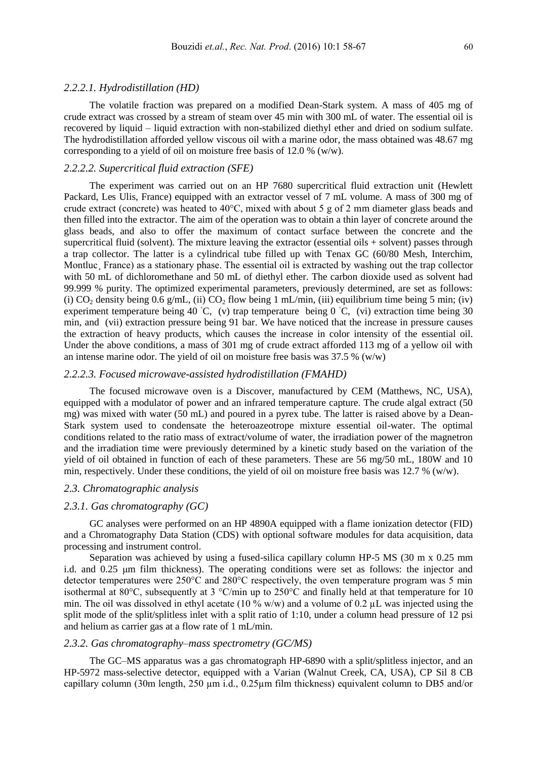#### *2.2.2.1. Hydrodistillation (HD)*

The volatile fraction was prepared on a modified Dean-Stark system. A mass of 405 mg of crude extract was crossed by a stream of steam over 45 min with 300 mL of water. The essential oil is recovered by liquid – liquid extraction with non-stabilized diethyl ether and dried on sodium sulfate. The hydrodistillation afforded yellow viscous oil with a marine odor, the mass obtained was 48.67 mg corresponding to a yield of oil on moisture free basis of 12.0 % (w/w).

#### *2.2.2.2. Supercritical fluid extraction (SFE)*

The experiment was carried out on an HP 7680 supercritical fluid extraction unit (Hewlett Packard, Les Ulis, France) equipped with an extractor vessel of 7 mL volume. A mass of 300 mg of crude extract (concrete) was heated to 40°C, mixed with about 5 g of 2 mm diameter glass beads and then filled into the extractor. The aim of the operation was to obtain a thin layer of concrete around the glass beads, and also to offer the maximum of contact surface between the concrete and the supercritical fluid (solvent). The mixture leaving the extractor (essential oils + solvent) passes through a trap collector. The latter is a cylindrical tube filled up with Tenax GC (60/80 Mesh, Interchim, Montluc¸ France) as a stationary phase. The essential oil is extracted by washing out the trap collector with 50 mL of dichloromethane and 50 mL of diethyl ether. The carbon dioxide used as solvent had 99.999 % purity. The optimized experimental parameters, previously determined, are set as follows: (i) $CO_2$ density being 0.6 g/mL, (ii) $CO_2$ flow being 1 mL/min, (iii) equilibrium time being 5 min; (iv) experiment temperature being 40 °C, (v) trap temperature being 0 °C, (vi) extraction time being 30 min, and (vii) extraction pressure being 91 bar. We have noticed that the increase in pressure causes the extraction of heavy products, which causes the increase in color intensity of the essential oil. Under the above conditions, a mass of 301 mg of crude extract afforded 113 mg of a yellow oil with an intense marine odor. The yield of oil on moisture free basis was 37.5 % (w/w)

#### *2.2.2.3. Focused microwave-assisted hydrodistillation (FMAHD)*

The focused microwave oven is a Discover, manufactured by CEM (Matthews, NC, USA), equipped with a modulator of power and an infrared temperature capture. The crude algal extract (50 mg) was mixed with water (50 mL) and poured in a pyrex tube. The latter is raised above by a Dean-Stark system used to condensate the heteroazeotrope mixture essential oil-water. The optimal conditions related to the ratio mass of extract/volume of water, the irradiation power of the magnetron and the irradiation time were previously determined by a kinetic study based on the variation of the yield of oil obtained in function of each of these parameters. These are 56 mg/50 mL, 180W and 10 min, respectively. Under these conditions, the yield of oil on moisture free basis was 12.7 % (w/w).

### *2.3. Chromatographic analysis*

#### *2.3.1. Gas chromatography (GC)*

GC analyses were performed on an HP 4890A equipped with a flame ionization detector (FID) and a Chromatography Data Station (CDS) with optional software modules for data acquisition, data processing and instrument control.

Separation was achieved by using a fused-silica capillary column HP-5 MS (30 m x 0.25 mm i.d. and 0.25 μm film thickness). The operating conditions were set as follows: the injector and detector temperatures were 250°C and 280°C respectively, the oven temperature program was 5 min isothermal at 80°C, subsequently at 3 °C/min up to 250°C and finally held at that temperature for 10 min. The oil was dissolved in ethyl acetate (10 % w/w) and a volume of 0.2 µL was injected using the split mode of the split/splitless inlet with a split ratio of 1:10, under a column head pressure of 12 psi and helium as carrier gas at a flow rate of 1 mL/min.

#### *2.3.2. Gas chromatography–mass spectrometry (GC/MS)*

The GC–MS apparatus was a gas chromatograph HP-6890 with a split/splitless injector, and an HP-5972 mass-selective detector, equipped with a Varian (Walnut Creek, CA, USA), CP Sil 8 CB capillary column (30m length, 250 µm i.d., 0.25µm film thickness) equivalent column to DB5 and/or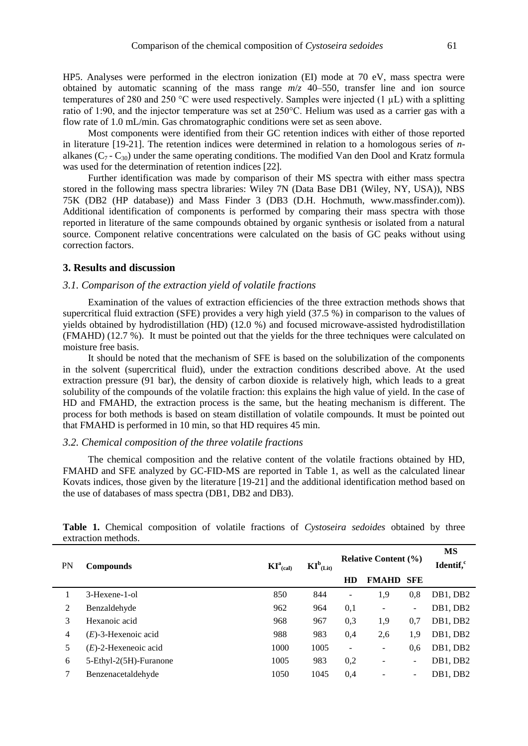HP5. Analyses were performed in the electron ionization (EI) mode at 70 eV, mass spectra were obtained by automatic scanning of the mass range *m*/*z* 40–550, transfer line and ion source temperatures of 280 and 250 °C were used respectively. Samples were injected (1 µL) with a splitting ratio of 1:90, and the injector temperature was set at 250°C. Helium was used as a carrier gas with a flow rate of 1.0 mL/min. Gas chromatographic conditions were set as seen above.

Most components were identified from their GC retention indices with either of those reported in literature [19-21]. The retention indices were determined in relation to a homologous series of *n*-alkanes ($C_7$ - $C_{30}$) under the same operating conditions. The modified Van den Dool and Kratz formula was used for the determination of retention indices [22].

Further identification was made by comparison of their MS spectra with either mass spectra stored in the following mass spectra libraries: Wiley 7N (Data Base DB1 (Wiley, NY, USA)), NBS 75K (DB2 (HP database)) and Mass Finder 3 (DB3 (D.H. Hochmuth, www.massfinder.com)). Additional identification of components is performed by comparing their mass spectra with those reported in literature of the same compounds obtained by organic synthesis or isolated from a natural source. Component relative concentrations were calculated on the basis of GC peaks without using correction factors.

## 3. Results and discussion

### *3.1. Comparison of the extraction yield of volatile fractions*

Examination of the values of extraction efficiencies of the three extraction methods shows that supercritical fluid extraction (SFE) provides a very high yield (37.5 %) in comparison to the values of yields obtained by hydrodistillation (HD) (12.0 %) and focused microwave-assisted hydrodistillation (FMAHD) (12.7 %). It must be pointed out that the yields for the three techniques were calculated on moisture free basis.

It should be noted that the mechanism of SFE is based on the solubilization of the components in the solvent (supercritical fluid), under the extraction conditions described above. At the used extraction pressure (91 bar), the density of carbon dioxide is relatively high, which leads to a great solubility of the compounds of the volatile fraction: this explains the high value of yield. In the case of HD and FMAHD, the extraction process is the same, but the heating mechanism is different. The process for both methods is based on steam distillation of volatile compounds. It must be pointed out that FMAHD is performed in 10 min, so that HD requires 45 min.

### *3.2. Chemical composition of the three volatile fractions*

The chemical composition and the relative content of the volatile fractions obtained by HD, FMAHD and SFE analyzed by GC-FID-MS are reported in Table 1, as well as the calculated linear Kovats indices, those given by the literature [19-21] and the additional identification method based on the use of databases of mass spectra (DB1, DB2 and DB3).

**Table 1.** Chemical composition of volatile fractions of *Cystoseira sedoides* obtained by three extraction methods.

| PN | Compounds | $KI^{a}_{(cal)}$ | $KI^{b}_{(Lit)}$ | Relative Content (%) | | | MS Identif,[c] |
|---|---|---|---|---|---|---|---|
| | | | | HD | FMAHD | SFE | |
| 1 | 3-Hexene-1-ol | 850 | 844 | - | 1,9 | 0,8 | DB1, DB2 |
| 2 | Benzaldehyde | 962 | 964 | 0,1 | - | - | DB1, DB2 |
| 3 | Hexanoic acid | 968 | 967 | 0,3 | 1,9 | 0,7 | DB1, DB2 |
| 4 | (*E*)-3-Hexenoic acid | 988 | 983 | 0,4 | 2,6 | 1,9 | DB1, DB2 |
| 5 | (*E*)-2-Hexeneoic acid | 1000 | 1005 | - | - | 0,6 | DB1, DB2 |
| 6 | 5-Ethyl-2(5H)-Furanone | 1005 | 983 | 0,2 | - | - | DB1, DB2 |
| 7 | Benzenacetaldehyde | 1050 | 1045 | 0,4 | - | - | DB1, DB2 |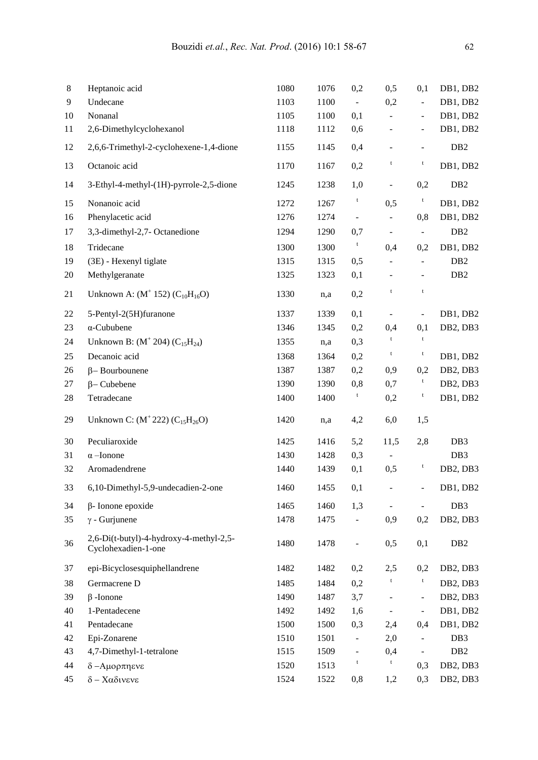| | | | | | | | |
|---|---|---|---|---|---|---|---|
| 8 | Heptanoic acid | 1080 | 1076 | 0,2 | 0,5 | 0,1 | DB1, DB2 |
| 9 | Undecane | 1103 | 1100 | - | 0,2 | - | DB1, DB2 |
| 10 | Nonanal | 1105 | 1100 | 0,1 | - | - | DB1, DB2 |
| 11 | 2,6-Dimethylcyclohexanol | 1118 | 1112 | 0,6 | - | - | DB1, DB2 |
| 12 | 2,6,6-Trimethyl-2-cyclohexene-1,4-dione | 1155 | 1145 | 0,4 | - | - | DB2 |
| 13 | Octanoic acid | 1170 | 1167 | 0,2 | t | t | DB1, DB2 |
| 14 | 3-Ethyl-4-methyl-(1H)-pyrrole-2,5-dione | 1245 | 1238 | 1,0 | - | 0,2 | DB2 |
| 15 | Nonanoic acid | 1272 | 1267 | t | 0,5 | t | DB1, DB2 |
| 16 | Phenylacetic acid | 1276 | 1274 | - | - | 0,8 | DB1, DB2 |
| 17 | 3,3-dimethyl-2,7- Octanedione | 1294 | 1290 | 0,7 | - | - | DB2 |
| 18 | Tridecane | 1300 | 1300 | t | 0,4 | 0,2 | DB1, DB2 |
| 19 | (3E) - Hexenyl tiglate | 1315 | 1315 | 0,5 | - | - | DB2 |
| 20 | Methylgeranate | 1325 | 1323 | 0,1 | - | - | DB2 |
| 21 | Unknown A: ($M^+$ 152) ($C_{10}H_{16}O$) | 1330 | n,a | 0,2 | t | t | |
| 22 | 5-Pentyl-2(5H)furanone | 1337 | 1339 | 0,1 | - | - | DB1, DB2 |
| 23 | α-Cububene | 1346 | 1345 | 0,2 | 0,4 | 0,1 | DB2, DB3 |
| 24 | Unknown B: ($M^+$ 204) ($C_{15}H_{24}$) | 1355 | n,a | 0,3 | t | t | |
| 25 | Decanoic acid | 1368 | 1364 | 0,2 | t | t | DB1, DB2 |
| 26 | β– Bourbounene | 1387 | 1387 | 0,2 | 0,9 | 0,2 | DB2, DB3 |
| 27 | β– Cubebene | 1390 | 1390 | 0,8 | 0,7 | t | DB2, DB3 |
| 28 | Tetradecane | 1400 | 1400 | t | 0,2 | t | DB1, DB2 |
| 29 | Unknown C: ($M^+$ 222) ($C_{15}H_{26}O$) | 1420 | n,a | 4,2 | 6,0 | 1,5 | |
| 30 | Peculiaroxide | 1425 | 1416 | 5,2 | 11,5 | 2,8 | DB3 |
| 31 | α –Ionone | 1430 | 1428 | 0,3 | - | | DB3 |
| 32 | Aromadendrene | 1440 | 1439 | 0,1 | 0,5 | t | DB2, DB3 |
| 33 | 6,10-Dimethyl-5,9-undecadien-2-one | 1460 | 1455 | 0,1 | - | - | DB1, DB2 |
| 34 | β- Ionone epoxide | 1465 | 1460 | 1,3 | - | - | DB3 |
| 35 | γ - Gurjunene | 1478 | 1475 | - | 0,9 | 0,2 | DB2, DB3 |
| 36 | 2,6-Di(t-butyl)-4-hydroxy-4-methyl-2,5-Cyclohexadien-1-one | 1480 | 1478 | - | 0,5 | 0,1 | DB2 |
| 37 | epi-Bicyclosesquiphellandrene | 1482 | 1482 | 0,2 | 2,5 | 0,2 | DB2, DB3 |
| 38 | Germacrene D | 1485 | 1484 | 0,2 | t | t | DB2, DB3 |
| 39 | β -Ionone | 1490 | 1487 | 3,7 | - | - | DB2, DB3 |
| 40 | 1-Pentadecene | 1492 | 1492 | 1,6 | - | - | DB1, DB2 |
| 41 | Pentadecane | 1500 | 1500 | 0,3 | 2,4 | 0,4 | DB1, DB2 |
| 42 | Epi-Zonarene | 1510 | 1501 | - | 2,0 | - | DB3 |
| 43 | 4,7-Dimethyl-1-tetralone | 1515 | 1509 | - | 0,4 | - | DB2 |
| 44 | δ –Αμορπηενε | 1520 | 1513 | t | t | 0,3 | DB2, DB3 |
| 45 | δ – Χαδινενε | 1524 | 1522 | 0,8 | 1,2 | 0,3 | DB2, DB3 |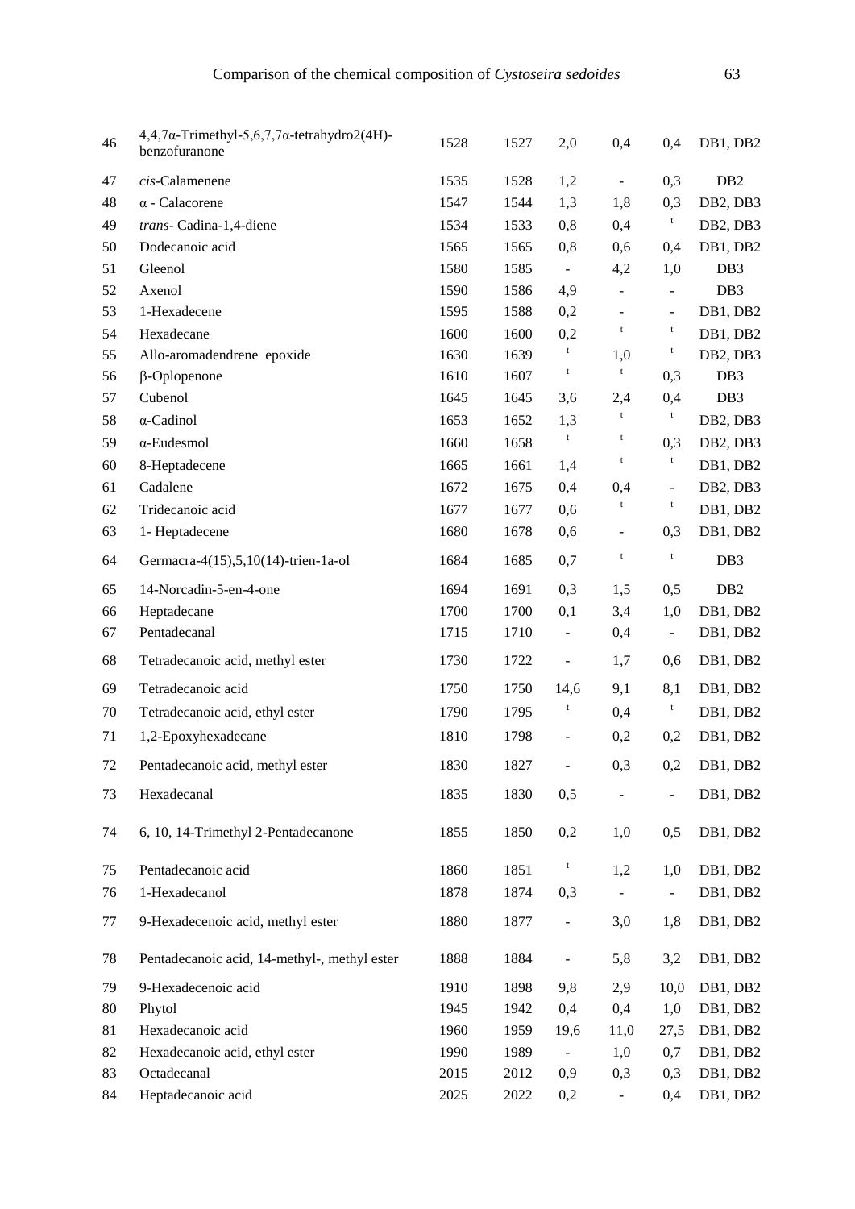| | | | | | | | |
|---|---|---|---|---|---|---|---|
| 46 | 4,4,7α-Trimethyl-5,6,7,7α-tetrahydro2(4H)-benzofuranone | 1528 | 1527 | 2,0 | 0,4 | 0,4 | DB1, DB2 |
| 47 | *cis*-Calamenene | 1535 | 1528 | 1,2 | - | 0,3 | DB2 |
| 48 | α - Calacorene | 1547 | 1544 | 1,3 | 1,8 | 0,3 | DB2, DB3 |
| 49 | *trans*- Cadina-1,4-diene | 1534 | 1533 | 0,8 | 0,4 | t | DB2, DB3 |
| 50 | Dodecanoic acid | 1565 | 1565 | 0,8 | 0,6 | 0,4 | DB1, DB2 |
| 51 | Gleenol | 1580 | 1585 | - | 4,2 | 1,0 | DB3 |
| 52 | Axenol | 1590 | 1586 | 4,9 | - | - | DB3 |
| 53 | 1-Hexadecene | 1595 | 1588 | 0,2 | - | - | DB1, DB2 |
| 54 | Hexadecane | 1600 | 1600 | 0,2 | t | t | DB1, DB2 |
| 55 | Allo-aromadendrene epoxide | 1630 | 1639 | t | 1,0 | t | DB2, DB3 |
| 56 | β-Oplopenone | 1610 | 1607 | t | t | 0,3 | DB3 |
| 57 | Cubenol | 1645 | 1645 | 3,6 | 2,4 | 0,4 | DB3 |
| 58 | α-Cadinol | 1653 | 1652 | 1,3 | t | t | DB2, DB3 |
| 59 | α-Eudesmol | 1660 | 1658 | t | t | 0,3 | DB2, DB3 |
| 60 | 8-Heptadecene | 1665 | 1661 | 1,4 | t | t | DB1, DB2 |
| 61 | Cadalene | 1672 | 1675 | 0,4 | 0,4 | - | DB2, DB3 |
| 62 | Tridecanoic acid | 1677 | 1677 | 0,6 | t | t | DB1, DB2 |
| 63 | 1- Heptadecene | 1680 | 1678 | 0,6 | - | 0,3 | DB1, DB2 |
| 64 | Germacra-4(15),5,10(14)-trien-1a-ol | 1684 | 1685 | 0,7 | t | t | DB3 |
| 65 | 14-Norcadin-5-en-4-one | 1694 | 1691 | 0,3 | 1,5 | 0,5 | DB2 |
| 66 | Heptadecane | 1700 | 1700 | 0,1 | 3,4 | 1,0 | DB1, DB2 |
| 67 | Pentadecanal | 1715 | 1710 | - | 0,4 | - | DB1, DB2 |
| 68 | Tetradecanoic acid, methyl ester | 1730 | 1722 | - | 1,7 | 0,6 | DB1, DB2 |
| 69 | Tetradecanoic acid | 1750 | 1750 | 14,6 | 9,1 | 8,1 | DB1, DB2 |
| 70 | Tetradecanoic acid, ethyl ester | 1790 | 1795 | t | 0,4 | t | DB1, DB2 |
| 71 | 1,2-Epoxyhexadecane | 1810 | 1798 | - | 0,2 | 0,2 | DB1, DB2 |
| 72 | Pentadecanoic acid, methyl ester | 1830 | 1827 | - | 0,3 | 0,2 | DB1, DB2 |
| 73 | Hexadecanal | 1835 | 1830 | 0,5 | - | - | DB1, DB2 |
| 74 | 6, 10, 14-Trimethyl 2-Pentadecanone | 1855 | 1850 | 0,2 | 1,0 | 0,5 | DB1, DB2 |
| 75 | Pentadecanoic acid | 1860 | 1851 | t | 1,2 | 1,0 | DB1, DB2 |
| 76 | 1-Hexadecanol | 1878 | 1874 | 0,3 | - | - | DB1, DB2 |
| 77 | 9-Hexadecenoic acid, methyl ester | 1880 | 1877 | - | 3,0 | 1,8 | DB1, DB2 |
| 78 | Pentadecanoic acid, 14-methyl-, methyl ester | 1888 | 1884 | - | 5,8 | 3,2 | DB1, DB2 |
| 79 | 9-Hexadecenoic acid | 1910 | 1898 | 9,8 | 2,9 | 10,0 | DB1, DB2 |
| 80 | Phytol | 1945 | 1942 | 0,4 | 0,4 | 1,0 | DB1, DB2 |
| 81 | Hexadecanoic acid | 1960 | 1959 | 19,6 | 11,0 | 27,5 | DB1, DB2 |
| 82 | Hexadecanoic acid, ethyl ester | 1990 | 1989 | - | 1,0 | 0,7 | DB1, DB2 |
| 83 | Octadecanal | 2015 | 2012 | 0,9 | 0,3 | 0,3 | DB1, DB2 |
| 84 | Heptadecanoic acid | 2025 | 2022 | 0,2 | - | 0,4 | DB1, DB2 |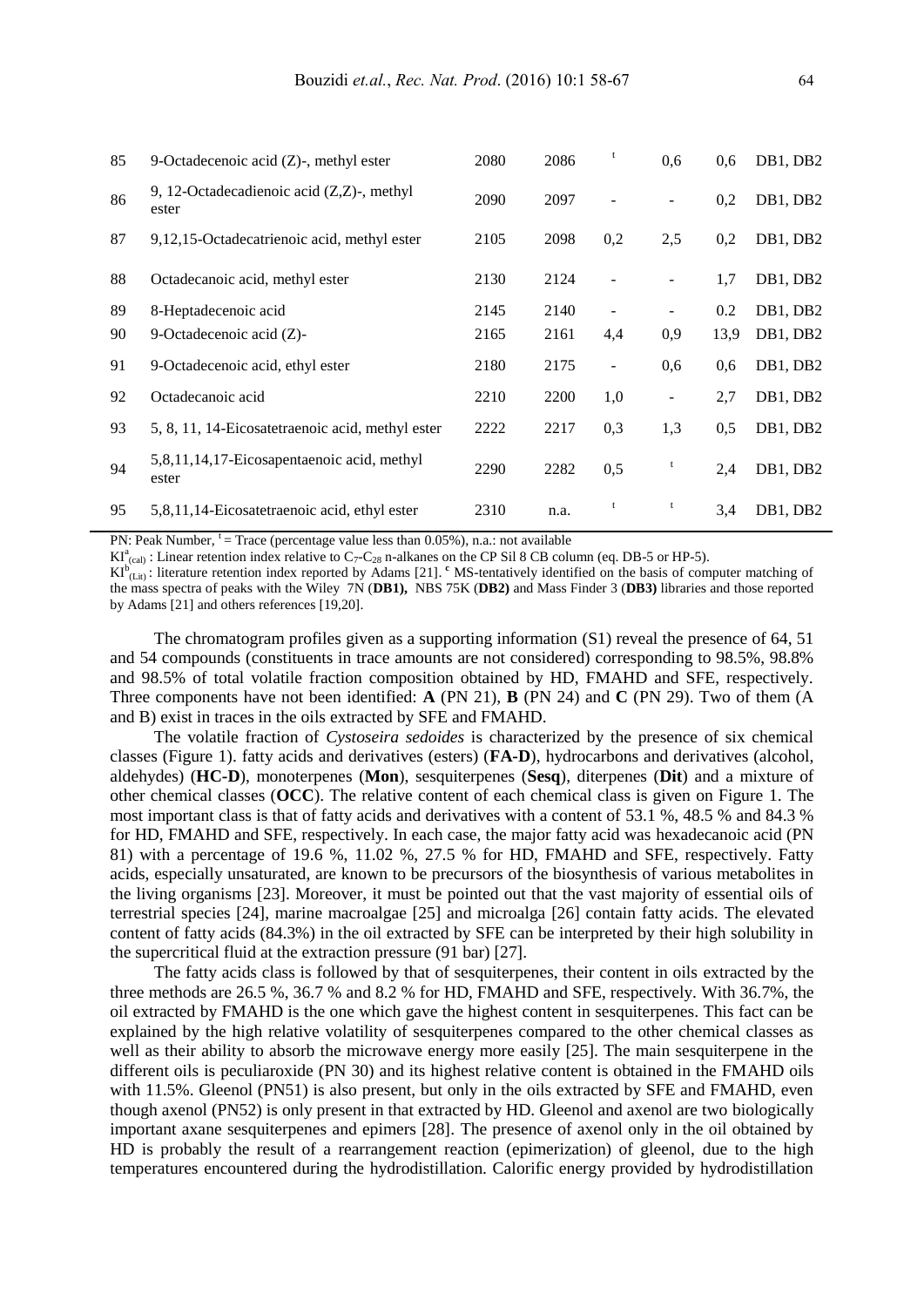| PN | Compound | $KI^{a}_{(cal)}$ | $KI^{b}_{(Lit)}$ | HD | FMAHD | SFE | Identification |
|---|---|---|---|---|---|---|---|
| 85 | 9-Octadecenoic acid (Z)-, methyl ester | 2080 | 2086 | t | 0,6 | 0,6 | DB1, DB2 |
| 86 | 9, 12-Octadecadienoic acid (Z,Z)-, methyl ester | 2090 | 2097 | - | - | 0,2 | DB1, DB2 |
| 87 | 9,12,15-Octadecatrienoic acid, methyl ester | 2105 | 2098 | 0,2 | 2,5 | 0,2 | DB1, DB2 |
| 88 | Octadecanoic acid, methyl ester | 2130 | 2124 | - | - | 1,7 | DB1, DB2 |
| 89 | 8-Heptadecenoic acid | 2145 | 2140 | - | - | 0.2 | DB1, DB2 |
| 90 | 9-Octadecenoic acid (Z)- | 2165 | 2161 | 4,4 | 0,9 | 13,9 | DB1, DB2 |
| 91 | 9-Octadecenoic acid, ethyl ester | 2180 | 2175 | - | 0,6 | 0,6 | DB1, DB2 |
| 92 | Octadecanoic acid | 2210 | 2200 | 1,0 | - | 2,7 | DB1, DB2 |
| 93 | 5, 8, 11, 14-Eicosatetraenoic acid, methyl ester | 2222 | 2217 | 0,3 | 1,3 | 0,5 | DB1, DB2 |
| 94 | 5,8,11,14,17-Eicosapentaenoic acid, methyl ester | 2290 | 2282 | 0,5 | t | 2,4 | DB1, DB2 |
| 95 | 5,8,11,14-Eicosatetraenoic acid, ethyl ester | 2310 | n.a. | t | t | 3,4 | DB1, DB2 |

PN: Peak Number, [t] = Trace (percentage value less than 0.05%), n.a.: not available

$KI^{a}_{(cal)}$ : Linear retention index relative to $C_7$-$C_{28}$ n-alkanes on the CP Sil 8 CB column (eq. DB-5 or HP-5).

$KI^{b}_{(Lit)}$ : literature retention index reported by Adams [21]. [c] MS-tentatively identified on the basis of computer matching of the mass spectra of peaks with the Wiley 7N (**DB1),** NBS 75K (**DB2)** and Mass Finder 3 (**DB3)** libraries and those reported by Adams [21] and others references [19,20].

The chromatogram profiles given as a supporting information (S1) reveal the presence of 64, 51 and 54 compounds (constituents in trace amounts are not considered) corresponding to 98.5%, 98.8% and 98.5% of total volatile fraction composition obtained by HD, FMAHD and SFE, respectively. Three components have not been identified: **A** (PN 21), **B** (PN 24) and **C** (PN 29). Two of them (A and B) exist in traces in the oils extracted by SFE and FMAHD.

The volatile fraction of *Cystoseira sedoides* is characterized by the presence of six chemical classes (Figure 1). fatty acids and derivatives (esters) (**FA-D**), hydrocarbons and derivatives (alcohol, aldehydes) (**HC-D**), monoterpenes (**Mon**), sesquiterpenes (**Sesq**), diterpenes (**Dit**) and a mixture of other chemical classes (**OCC**). The relative content of each chemical class is given on Figure 1. The most important class is that of fatty acids and derivatives with a content of 53.1 %, 48.5 % and 84.3 % for HD, FMAHD and SFE, respectively. In each case, the major fatty acid was hexadecanoic acid (PN 81) with a percentage of 19.6 %, 11.02 %, 27.5 % for HD, FMAHD and SFE, respectively. Fatty acids, especially unsaturated, are known to be precursors of the biosynthesis of various metabolites in the living organisms [23]. Moreover, it must be pointed out that the vast majority of essential oils of terrestrial species [24], marine macroalgae [25] and microalga [26] contain fatty acids. The elevated content of fatty acids (84.3%) in the oil extracted by SFE can be interpreted by their high solubility in the supercritical fluid at the extraction pressure (91 bar) [27].

The fatty acids class is followed by that of sesquiterpenes, their content in oils extracted by the three methods are 26.5 %, 36.7 % and 8.2 % for HD, FMAHD and SFE, respectively. With 36.7%, the oil extracted by FMAHD is the one which gave the highest content in sesquiterpenes. This fact can be explained by the high relative volatility of sesquiterpenes compared to the other chemical classes as well as their ability to absorb the microwave energy more easily [25]. The main sesquiterpene in the different oils is peculiaroxide (PN 30) and its highest relative content is obtained in the FMAHD oils with 11.5%. Gleenol (PN51) is also present, but only in the oils extracted by SFE and FMAHD, even though axenol (PN52) is only present in that extracted by HD. Gleenol and axenol are two biologically important axane sesquiterpenes and epimers [28]. The presence of axenol only in the oil obtained by HD is probably the result of a rearrangement reaction (epimerization) of gleenol, due to the high temperatures encountered during the hydrodistillation. Calorific energy provided by hydrodistillation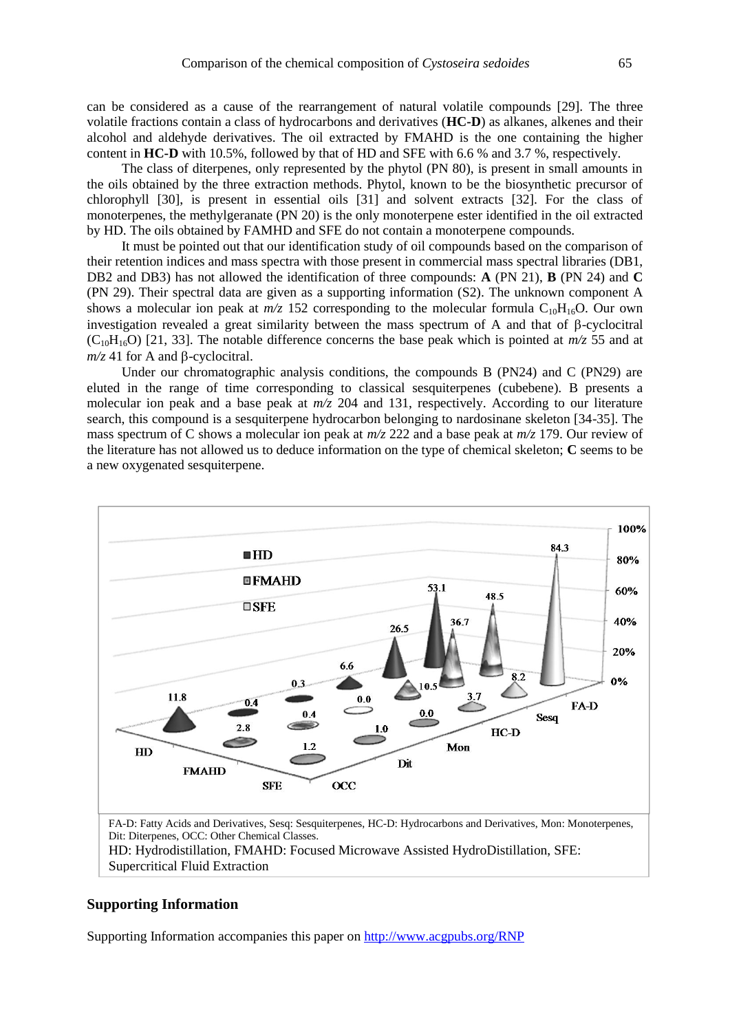can be considered as a cause of the rearrangement of natural volatile compounds [29]. The three volatile fractions contain a class of hydrocarbons and derivatives (**HC-D**) as alkanes, alkenes and their alcohol and aldehyde derivatives. The oil extracted by FMAHD is the one containing the higher content in **HC-D** with 10.5%, followed by that of HD and SFE with 6.6 % and 3.7 %, respectively.

The class of diterpenes, only represented by the phytol (PN 80), is present in small amounts in the oils obtained by the three extraction methods. Phytol, known to be the biosynthetic precursor of chlorophyll [30], is present in essential oils [31] and solvent extracts [32]. For the class of monoterpenes, the methylgeranate (PN 20) is the only monoterpene ester identified in the oil extracted by HD. The oils obtained by FAMHD and SFE do not contain a monoterpene compounds.

It must be pointed out that our identification study of oil compounds based on the comparison of their retention indices and mass spectra with those present in commercial mass spectral libraries (DB1, DB2 and DB3) has not allowed the identification of three compounds: **A** (PN 21), **B** (PN 24) and **C** (PN 29). Their spectral data are given as a supporting information (S2). The unknown component A shows a molecular ion peak at *m/z* 152 corresponding to the molecular formula $C_{10}H_{16}O$. Our own investigation revealed a great similarity between the mass spectrum of A and that of β-cyclocitral ($C_{10}H_{16}O$) [21, 33]. The notable difference concerns the base peak which is pointed at *m/z* 55 and at *m/z* 41 for A and β-cyclocitral.

Under our chromatographic analysis conditions, the compounds B (PN24) and C (PN29) are eluted in the range of time corresponding to classical sesquiterpenes (cubebene). B presents a molecular ion peak and a base peak at *m/z* 204 and 131, respectively. According to our literature search, this compound is a sesquiterpene hydrocarbon belonging to nardosinane skeleton [34-35]. The mass spectrum of C shows a molecular ion peak at *m/z* 222 and a base peak at *m/z* 179. Our review of the literature has not allowed us to deduce information on the type of chemical skeleton; **C** seems to be a new oxygenated sesquiterpene.

| | OCC | Dit | Mon | HC-D | Sesq | FA-D |
|---|---|---|---|---|---|---|
| HD | 11.8 | 0.4 | 0.3 | 6.6 | 26.5 | 53.1 |
| FMAHD | 2.8 | 0.4 | 0.0 | 10.5 | 36.7 | 48.5 |
| SFE | 1.2 | 1.0 | 0.0 | 3.7 | 8.2 | 84.3 |

FA-D: Fatty Acids and Derivatives, Sesq: Sesquiterpenes, HC-D: Hydrocarbons and Derivatives, Mon: Monoterpenes, Dit: Diterpenes, OCC: Other Chemical Classes.
HD: Hydrodistillation, FMAHD: Focused Microwave Assisted HydroDistillation, SFE: Supercritical Fluid Extraction

## Supporting Information

Supporting Information accompanies this paper on http://www.acgpubs.org/RNP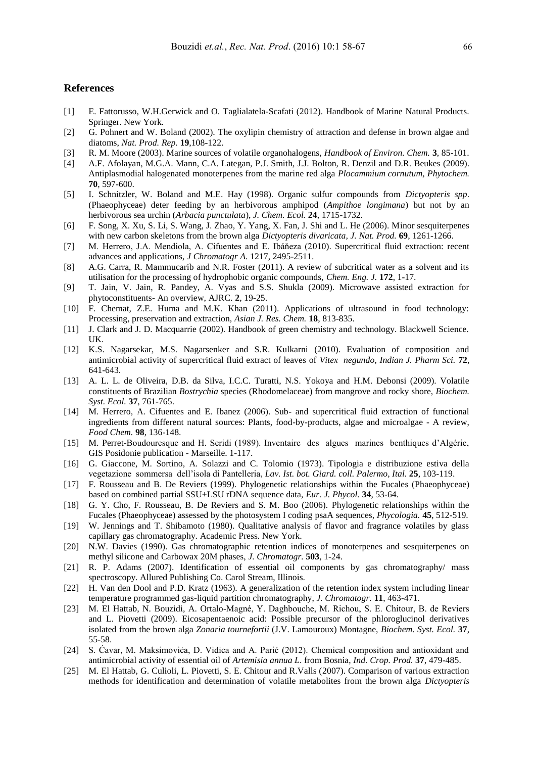## References

[1] E. Fattorusso, W.H.Gerwick and O. Taglialatela-Scafati (2012). Handbook of Marine Natural Products. Springer. New York.

[2] G. Pohnert and W. Boland (2002). The oxylipin chemistry of attraction and defense in brown algae and diatoms, *Nat. Prod. Rep.* **19**,108-122.

[3] R. M. Moore (2003). Marine sources of volatile organohalogens, *Handbook of Environ. Chem.* **3**, 85-101.

[4] A.F. Afolayan, M.G.A. Mann, C.A. Lategan, P.J. Smith, J.J. Bolton, R. Denzil and D.R. Beukes (2009). Antiplasmodial halogenated monoterpenes from the marine red alga *Plocammium cornutum, Phytochem.* **70**, 597-600.

[5] I. Schnitzler, W. Boland and M.E. Hay (1998). Organic sulfur compounds from *Dictyopteris spp*. (Phaeophyceae) deter feeding by an herbivorous amphipod (*Ampithoe longimana*) but not by an herbivorous sea urchin (*Arbacia punctulata*), *J. Chem. Ecol.* **24**, 1715-1732.

[6] F. Song, X. Xu, S. Li, S. Wang, J. Zhao, Y. Yang, X. Fan, J. Shi and L. He (2006). Minor sesquiterpenes with new carbon skeletons from the brown alga *Dictyopteris divaricata, J. Nat. Prod.* **69**, 1261-1266.

[7] M. Herrero, J.A. Mendiola, A. Cifuentes and E. Ibáňeza (2010). Supercritical fluid extraction: recent advances and applications, *J Chromatogr A.* 1217, 2495-2511.

[8] A.G. Carra, R. Mammucarib and N.R. Foster (2011). A review of subcritical water as a solvent and its utilisation for the processing of hydrophobic organic compounds, *Chem. Eng. J.* **172**, 1-17.

[9] T. Jain, V. Jain, R. Pandey, A. Vyas and S.S. Shukla (2009). Microwave assisted extraction for phytoconstituents- An overview, AJRC. **2**, 19-25.

[10] F. Chemat, Z.E. Huma and M.K. Khan (2011). Applications of ultrasound in food technology: Processing, preservation and extraction, *Asian J. Res. Chem.* **18**, 813-835.

[11] J. Clark and J. D. Macquarrie (2002). Handbook of green chemistry and technology. Blackwell Science. UK.

[12] K.S. Nagarsekar, M.S. Nagarsenker and S.R. Kulkarni (2010). Evaluation of composition and antimicrobial activity of supercritical fluid extract of leaves of *Vitex negundo, Indian J. Pharm Sci.* **72**, 641-643.

[13] A. L. L. de Oliveira, D.B. da Silva, I.C.C. Turatti, N.S. Yokoya and H.M. Debonsi (2009). Volatile constituents of Brazilian *Bostrychia* species (Rhodomelaceae) from mangrove and rocky shore, *Biochem. Syst. Ecol.* **37**, 761-765.

[14] M. Herrero, A. Cifuentes and E. Ibanez (2006). Sub- and supercritical fluid extraction of functional ingredients from different natural sources: Plants, food-by-products, algae and microalgae - A review, *Food Chem.* **98**, 136-148.

[15] M. Perret-Boudouresque and H. Seridi (1989). Inventaire des algues marines benthiques d'Algérie, GIS Posidonie publication - Marseille. 1-117.

[16] G. Giaccone, M. Sortino, A. Solazzi and C. Tolomio (1973). Tipologia e distribuzione estiva della vegetazione sommersa dell'isola di Pantelleria, *Lav. Ist. bot. Giard. coll. Palermo, Ital.* **25**, 103-119.

[17] F. Rousseau and B. De Reviers (1999). Phylogenetic relationships within the Fucales (Phaeophyceae) based on combined partial SSU+LSU rDNA sequence data, *Eur. J. Phycol.* **34**, 53-64.

[18] G. Y. Cho, F. Rousseau, B. De Reviers and S. M. Boo (2006). Phylogenetic relationships within the Fucales (Phaeophyceae) assessed by the photosystem I coding psaA sequences, *Phycologia.* **45**, 512-519.

[19] W. Jennings and T. Shibamoto (1980). Qualitative analysis of flavor and fragrance volatiles by glass capillary gas chromatography. Academic Press. New York.

[20] N.W. Davies (1990). Gas chromatographic retention indices of monoterpenes and sesquiterpenes on methyl silicone and Carbowax 20M phases, *J. Chromatogr.* **503**, 1-24.

[21] R. P. Adams (2007). Identification of essential oil components by gas chromatography/ mass spectroscopy. Allured Publishing Co. Carol Stream, Illinois.

[22] H. Van den Dool and P.D. Kratz (1963). A generalization of the retention index system including linear temperature programmed gas-liquid partition chromatography, *J. Chromatogr.* **11**, 463-471.

[23] M. El Hattab, N. Bouzidi, A. Ortalo-Magné, Y. Daghbouche, M. Richou, S. E. Chitour, B. de Reviers and L. Piovetti (2009). Eicosapentaenoic acid: Possible precursor of the phloroglucinol derivatives isolated from the brown alga *Zonaria tournefortii* (J.V. Lamouroux) Montagne, *Biochem. Syst. Ecol.* **37**, 55-58.

[24] S. Ćavar, M. Maksimovića, D. Vidica and A. Parić (2012). Chemical composition and antioxidant and antimicrobial activity of essential oil of *Artemisia annua L*. from Bosnia, *Ind. Crop. Prod.* **37**, 479-485.

[25] M. El Hattab, G. Culioli, L. Piovetti, S. E. Chitour and R.Valls (2007). Comparison of various extraction methods for identification and determination of volatile metabolites from the brown alga *Dictyopteris*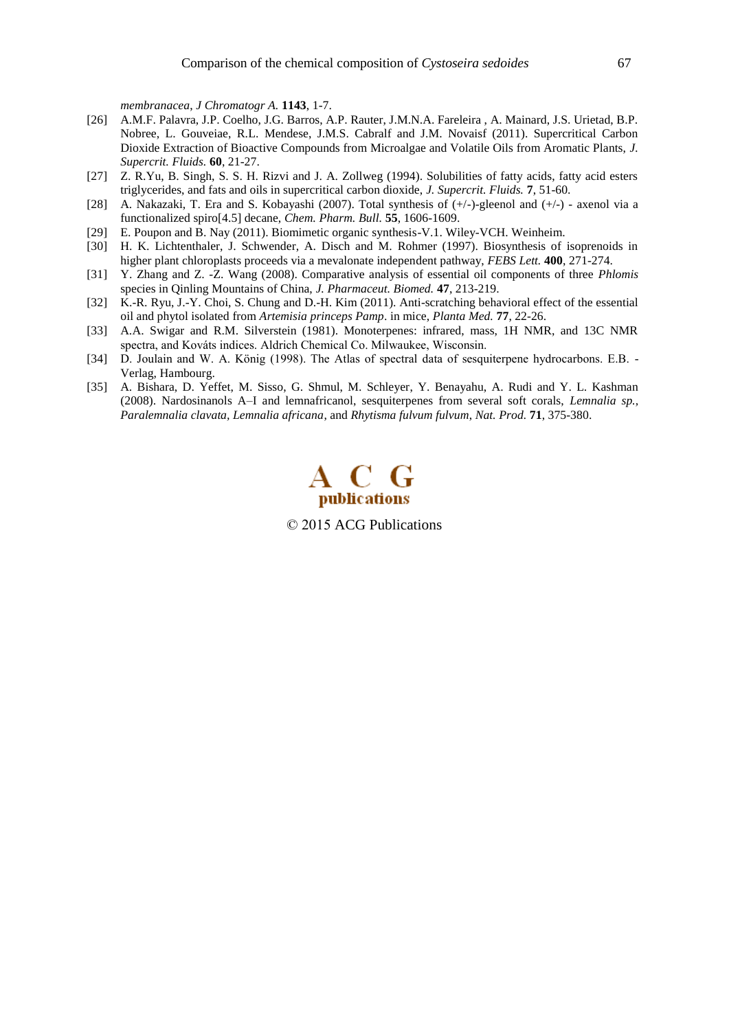*membranacea*, *J Chromatogr A.* **1143**, 1-7.

[26] A.M.F. Palavra, J.P. Coelho, J.G. Barros, A.P. Rauter, J.M.N.A. Fareleira , A. Mainard, J.S. Urietad, B.P. Nobree, L. Gouveiae, R.L. Mendese, J.M.S. Cabralf and J.M. Novaisf (2011). Supercritical Carbon Dioxide Extraction of Bioactive Compounds from Microalgae and Volatile Oils from Aromatic Plants, *J. Supercrit. Fluids.* **60**, 21-27.

[27] Z. R.Yu, B. Singh, S. S. H. Rizvi and J. A. Zollweg (1994). Solubilities of fatty acids, fatty acid esters triglycerides, and fats and oils in supercritical carbon dioxide, *J. Supercrit. Fluids.* **7**, 51-60.

[28] A. Nakazaki, T. Era and S. Kobayashi (2007). Total synthesis of (+/-)-gleenol and (+/-) - axenol via a functionalized spiro[4.5] decane, *Chem. Pharm. Bull.* **55**, 1606-1609.

[29] E. Poupon and B. Nay (2011). Biomimetic organic synthesis-V.1. Wiley-VCH. Weinheim.

[30] H. K. Lichtenthaler, J. Schwender, A. Disch and M. Rohmer (1997). Biosynthesis of isoprenoids in higher plant chloroplasts proceeds via a mevalonate independent pathway, *FEBS Lett.* **400**, 271-274.

[31] Y. Zhang and Z. -Z. Wang (2008). Comparative analysis of essential oil components of three *Phlomis* species in Qinling Mountains of China, *J. Pharmaceut. Biomed.* **47**, 213-219.

[32] K.-R. Ryu, J.-Y. Choi, S. Chung and D.-H. Kim (2011). Anti-scratching behavioral effect of the essential oil and phytol isolated from *Artemisia princeps Pamp*. in mice, *Planta Med.* **77**, 22-26.

[33] A.A. Swigar and R.M. Silverstein (1981). Monoterpenes: infrared, mass, 1H NMR, and 13C NMR spectra, and Kováts indices. Aldrich Chemical Co. Milwaukee, Wisconsin.

[34] D. Joulain and W. A. König (1998). The Atlas of spectral data of sesquiterpene hydrocarbons. E.B. - Verlag, Hambourg.

[35] A. Bishara, D. Yeffet, M. Sisso, G. Shmul, M. Schleyer, Y. Benayahu, A. Rudi and Y. L. Kashman (2008). Nardosinanols A–I and lemnafricanol, sesquiterpenes from several soft corals, *Lemnalia sp.*, *Paralemnalia clavata*, *Lemnalia africana*, and *Rhytisma fulvum fulvum*, *Nat. Prod.* **71**, 375-380.

A C G
publications

© 2015 ACG Publications